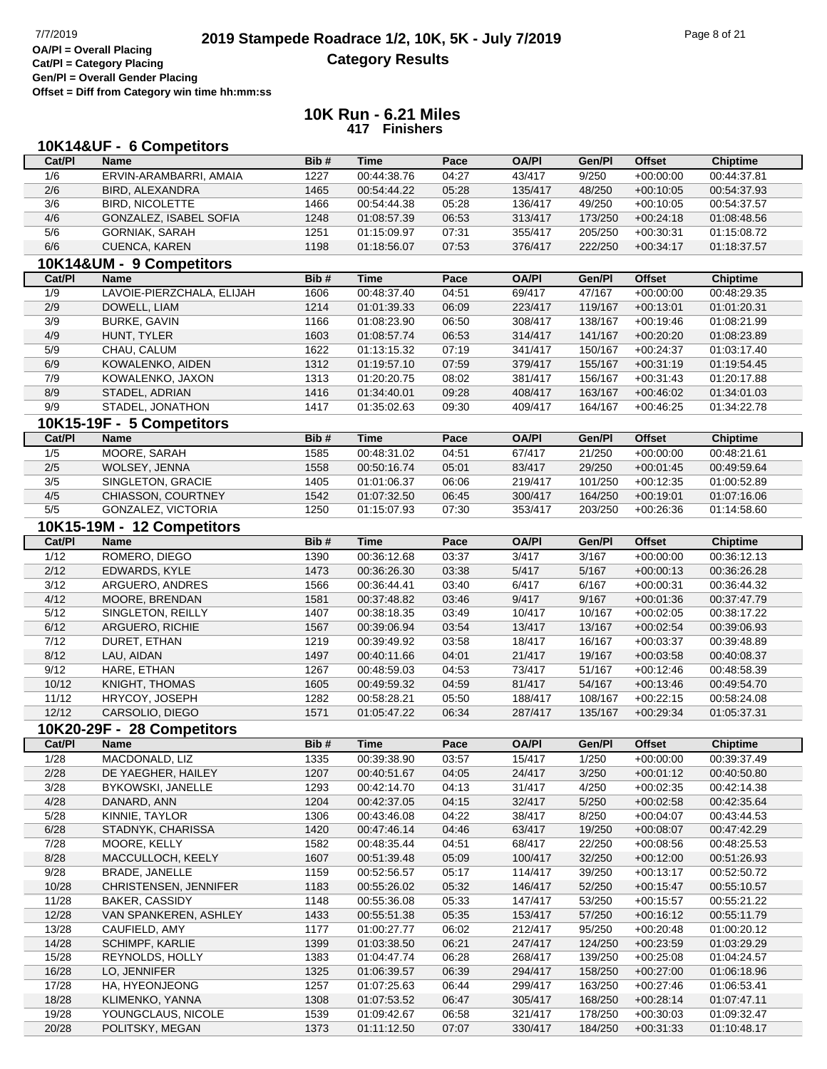# 2019 Stampede Roadrace 1/2, 10K, 5K - July 7/2019

## Category Results

OA/Pl = Overall Placing
Cat/Pl = Category Placing
Gen/Pl = Overall Gender Placing
Offset = Diff from Category win time hh:mm:ss

## 10K Run - 6.21 Miles

**417 Finishers**

### 10K14&UF - 6 Competitors

| Cat/Pl | Name | Bib # | Time | Pace | OA/Pl | Gen/Pl | Offset | Chiptime |
|---|---|---|---|---|---|---|---|---|
| 1/6 | ERVIN-ARAMBARRI, AMAIA | 1227 | 00:44:38.76 | 04:27 | 43/417 | 9/250 | +00:00:00 | 00:44:37.81 |
| 2/6 | BIRD, ALEXANDRA | 1465 | 00:54:44.22 | 05:28 | 135/417 | 48/250 | +00:10:05 | 00:54:37.93 |
| 3/6 | BIRD, NICOLETTE | 1466 | 00:54:44.38 | 05:28 | 136/417 | 49/250 | +00:10:05 | 00:54:37.57 |
| 4/6 | GONZALEZ, ISABEL SOFIA | 1248 | 01:08:57.39 | 06:53 | 313/417 | 173/250 | +00:24:18 | 01:08:48.56 |
| 5/6 | GORNIAK, SARAH | 1251 | 01:15:09.97 | 07:31 | 355/417 | 205/250 | +00:30:31 | 01:15:08.72 |
| 6/6 | CUENCA, KAREN | 1198 | 01:18:56.07 | 07:53 | 376/417 | 222/250 | +00:34:17 | 01:18:37.57 |

### 10K14&UM - 9 Competitors

| Cat/Pl | Name | Bib # | Time | Pace | OA/Pl | Gen/Pl | Offset | Chiptime |
|---|---|---|---|---|---|---|---|---|
| 1/9 | LAVOIE-PIERZCHALA, ELIJAH | 1606 | 00:48:37.40 | 04:51 | 69/417 | 47/167 | +00:00:00 | 00:48:29.35 |
| 2/9 | DOWELL, LIAM | 1214 | 01:01:39.33 | 06:09 | 223/417 | 119/167 | +00:13:01 | 01:01:20.31 |
| 3/9 | BURKE, GAVIN | 1166 | 01:08:23.90 | 06:50 | 308/417 | 138/167 | +00:19:46 | 01:08:21.99 |
| 4/9 | HUNT, TYLER | 1603 | 01:08:57.74 | 06:53 | 314/417 | 141/167 | +00:20:20 | 01:08:23.89 |
| 5/9 | CHAU, CALUM | 1622 | 01:13:15.32 | 07:19 | 341/417 | 150/167 | +00:24:37 | 01:03:17.40 |
| 6/9 | KOWALENKO, AIDEN | 1312 | 01:19:57.10 | 07:59 | 379/417 | 155/167 | +00:31:19 | 01:19:54.45 |
| 7/9 | KOWALENKO, JAXON | 1313 | 01:20:20.75 | 08:02 | 381/417 | 156/167 | +00:31:43 | 01:20:17.88 |
| 8/9 | STADEL, ADRIAN | 1416 | 01:34:40.01 | 09:28 | 408/417 | 163/167 | +00:46:02 | 01:34:01.03 |
| 9/9 | STADEL, JONATHON | 1417 | 01:35:02.63 | 09:30 | 409/417 | 164/167 | +00:46:25 | 01:34:22.78 |

### 10K15-19F - 5 Competitors

| Cat/Pl | Name | Bib # | Time | Pace | OA/Pl | Gen/Pl | Offset | Chiptime |
|---|---|---|---|---|---|---|---|---|
| 1/5 | MOORE, SARAH | 1585 | 00:48:31.02 | 04:51 | 67/417 | 21/250 | +00:00:00 | 00:48:21.61 |
| 2/5 | WOLSEY, JENNA | 1558 | 00:50:16.74 | 05:01 | 83/417 | 29/250 | +00:01:45 | 00:49:59.64 |
| 3/5 | SINGLETON, GRACIE | 1405 | 01:01:06.37 | 06:06 | 219/417 | 101/250 | +00:12:35 | 01:00:52.89 |
| 4/5 | CHIASSON, COURTNEY | 1542 | 01:07:32.50 | 06:45 | 300/417 | 164/250 | +00:19:01 | 01:07:16.06 |
| 5/5 | GONZALEZ, VICTORIA | 1250 | 01:15:07.93 | 07:30 | 353/417 | 203/250 | +00:26:36 | 01:14:58.60 |

### 10K15-19M - 12 Competitors

| Cat/Pl | Name | Bib # | Time | Pace | OA/Pl | Gen/Pl | Offset | Chiptime |
|---|---|---|---|---|---|---|---|---|
| 1/12 | ROMERO, DIEGO | 1390 | 00:36:12.68 | 03:37 | 3/417 | 3/167 | +00:00:00 | 00:36:12.13 |
| 2/12 | EDWARDS, KYLE | 1473 | 00:36:26.30 | 03:38 | 5/417 | 5/167 | +00:00:13 | 00:36:26.28 |
| 3/12 | ARGUERO, ANDRES | 1566 | 00:36:44.41 | 03:40 | 6/417 | 6/167 | +00:00:31 | 00:36:44.32 |
| 4/12 | MOORE, BRENDAN | 1581 | 00:37:48.82 | 03:46 | 9/417 | 9/167 | +00:01:36 | 00:37:47.79 |
| 5/12 | SINGLETON, REILLY | 1407 | 00:38:18.35 | 03:49 | 10/417 | 10/167 | +00:02:05 | 00:38:17.22 |
| 6/12 | ARGUERO, RICHIE | 1567 | 00:39:06.94 | 03:54 | 13/417 | 13/167 | +00:02:54 | 00:39:06.93 |
| 7/12 | DURET, ETHAN | 1219 | 00:39:49.92 | 03:58 | 18/417 | 16/167 | +00:03:37 | 00:39:48.89 |
| 8/12 | LAU, AIDAN | 1497 | 00:40:11.66 | 04:01 | 21/417 | 19/167 | +00:03:58 | 00:40:08.37 |
| 9/12 | HARE, ETHAN | 1267 | 00:48:59.03 | 04:53 | 73/417 | 51/167 | +00:12:46 | 00:48:58.39 |
| 10/12 | KNIGHT, THOMAS | 1605 | 00:49:59.32 | 04:59 | 81/417 | 54/167 | +00:13:46 | 00:49:54.70 |
| 11/12 | HRYCOY, JOSEPH | 1282 | 00:58:28.21 | 05:50 | 188/417 | 108/167 | +00:22:15 | 00:58:24.08 |
| 12/12 | CARSOLIO, DIEGO | 1571 | 01:05:47.22 | 06:34 | 287/417 | 135/167 | +00:29:34 | 01:05:37.31 |

### 10K20-29F - 28 Competitors

| Cat/Pl | Name | Bib # | Time | Pace | OA/Pl | Gen/Pl | Offset | Chiptime |
|---|---|---|---|---|---|---|---|---|
| 1/28 | MACDONALD, LIZ | 1335 | 00:39:38.90 | 03:57 | 15/417 | 1/250 | +00:00:00 | 00:39:37.49 |
| 2/28 | DE YAEGHER, HAILEY | 1207 | 00:40:51.67 | 04:05 | 24/417 | 3/250 | +00:01:12 | 00:40:50.80 |
| 3/28 | BYKOWSKI, JANELLE | 1293 | 00:42:14.70 | 04:13 | 31/417 | 4/250 | +00:02:35 | 00:42:14.38 |
| 4/28 | DANARD, ANN | 1204 | 00:42:37.05 | 04:15 | 32/417 | 5/250 | +00:02:58 | 00:42:35.64 |
| 5/28 | KINNIE, TAYLOR | 1306 | 00:43:46.08 | 04:22 | 38/417 | 8/250 | +00:04:07 | 00:43:44.53 |
| 6/28 | STADNYK, CHARISSA | 1420 | 00:47:46.14 | 04:46 | 63/417 | 19/250 | +00:08:07 | 00:47:42.29 |
| 7/28 | MOORE, KELLY | 1582 | 00:48:35.44 | 04:51 | 68/417 | 22/250 | +00:08:56 | 00:48:25.53 |
| 8/28 | MACCULLOCH, KEELY | 1607 | 00:51:39.48 | 05:09 | 100/417 | 32/250 | +00:12:00 | 00:51:26.93 |
| 9/28 | BRADE, JANELLE | 1159 | 00:52:56.57 | 05:17 | 114/417 | 39/250 | +00:13:17 | 00:52:50.72 |
| 10/28 | CHRISTENSEN, JENNIFER | 1183 | 00:55:26.02 | 05:32 | 146/417 | 52/250 | +00:15:47 | 00:55:10.57 |
| 11/28 | BAKER, CASSIDY | 1148 | 00:55:36.08 | 05:33 | 147/417 | 53/250 | +00:15:57 | 00:55:21.22 |
| 12/28 | VAN SPANKEREN, ASHLEY | 1433 | 00:55:51.38 | 05:35 | 153/417 | 57/250 | +00:16:12 | 00:55:11.79 |
| 13/28 | CAUFIELD, AMY | 1177 | 01:00:27.77 | 06:02 | 212/417 | 95/250 | +00:20:48 | 01:00:20.12 |
| 14/28 | SCHIMPF, KARLIE | 1399 | 01:03:38.50 | 06:21 | 247/417 | 124/250 | +00:23:59 | 01:03:29.29 |
| 15/28 | REYNOLDS, HOLLY | 1383 | 01:04:47.74 | 06:28 | 268/417 | 139/250 | +00:25:08 | 01:04:24.57 |
| 16/28 | LO, JENNIFER | 1325 | 01:06:39.57 | 06:39 | 294/417 | 158/250 | +00:27:00 | 01:06:18.96 |
| 17/28 | HA, HYEONJEONG | 1257 | 01:07:25.63 | 06:44 | 299/417 | 163/250 | +00:27:46 | 01:06:53.41 |
| 18/28 | KLIMENKO, YANNA | 1308 | 01:07:53.52 | 06:47 | 305/417 | 168/250 | +00:28:14 | 01:07:47.11 |
| 19/28 | YOUNGCLAUS, NICOLE | 1539 | 01:09:42.67 | 06:58 | 321/417 | 178/250 | +00:30:03 | 01:09:32.47 |
| 20/28 | POLITSKY, MEGAN | 1373 | 01:11:12.50 | 07:07 | 330/417 | 184/250 | +00:31:33 | 01:10:48.17 |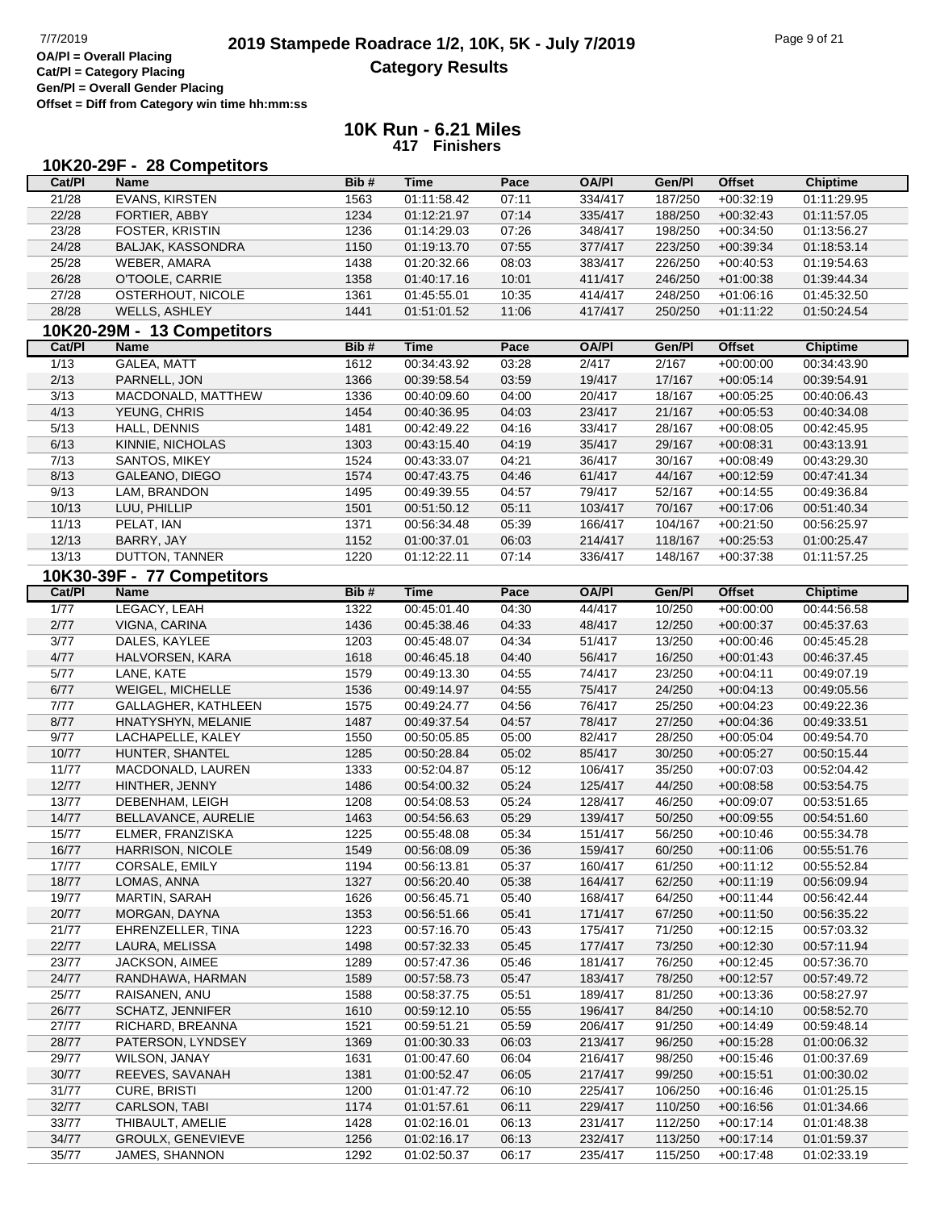OA/Pl = Overall Placing
Cat/Pl = Category Placing
Gen/Pl = Overall Gender Placing
Offset = Diff from Category win time hh:mm:ss

# 2019 Stampede Roadrace 1/2, 10K, 5K - July 7/2019

## Category Results

## 10K Run - 6.21 Miles

**417 Finishers**

### 10K20-29F - 28 Competitors

| Cat/Pl | Name | Bib # | Time | Pace | OA/Pl | Gen/Pl | Offset | Chiptime |
|---|---|---|---|---|---|---|---|---|
| 21/28 | EVANS, KIRSTEN | 1563 | 01:11:58.42 | 07:11 | 334/417 | 187/250 | +00:32:19 | 01:11:29.95 |
| 22/28 | FORTIER, ABBY | 1234 | 01:12:21.97 | 07:14 | 335/417 | 188/250 | +00:32:43 | 01:11:57.05 |
| 23/28 | FOSTER, KRISTIN | 1236 | 01:14:29.03 | 07:26 | 348/417 | 198/250 | +00:34:50 | 01:13:56.27 |
| 24/28 | BALJAK, KASSONDRA | 1150 | 01:19:13.70 | 07:55 | 377/417 | 223/250 | +00:39:34 | 01:18:53.14 |
| 25/28 | WEBER, AMARA | 1438 | 01:20:32.66 | 08:03 | 383/417 | 226/250 | +00:40:53 | 01:19:54.63 |
| 26/28 | O'TOOLE, CARRIE | 1358 | 01:40:17.16 | 10:01 | 411/417 | 246/250 | +01:00:38 | 01:39:44.34 |
| 27/28 | OSTERHOUT, NICOLE | 1361 | 01:45:55.01 | 10:35 | 414/417 | 248/250 | +01:06:16 | 01:45:32.50 |
| 28/28 | WELLS, ASHLEY | 1441 | 01:51:01.52 | 11:06 | 417/417 | 250/250 | +01:11:22 | 01:50:24.54 |

### 10K20-29M - 13 Competitors

| Cat/Pl | Name | Bib # | Time | Pace | OA/Pl | Gen/Pl | Offset | Chiptime |
|---|---|---|---|---|---|---|---|---|
| 1/13 | GALEA, MATT | 1612 | 00:34:43.92 | 03:28 | 2/417 | 2/167 | +00:00:00 | 00:34:43.90 |
| 2/13 | PARNELL, JON | 1366 | 00:39:58.54 | 03:59 | 19/417 | 17/167 | +00:05:14 | 00:39:54.91 |
| 3/13 | MACDONALD, MATTHEW | 1336 | 00:40:09.60 | 04:00 | 20/417 | 18/167 | +00:05:25 | 00:40:06.43 |
| 4/13 | YEUNG, CHRIS | 1454 | 00:40:36.95 | 04:03 | 23/417 | 21/167 | +00:05:53 | 00:40:34.08 |
| 5/13 | HALL, DENNIS | 1481 | 00:42:49.22 | 04:16 | 33/417 | 28/167 | +00:08:05 | 00:42:45.95 |
| 6/13 | KINNIE, NICHOLAS | 1303 | 00:43:15.40 | 04:19 | 35/417 | 29/167 | +00:08:31 | 00:43:13.91 |
| 7/13 | SANTOS, MIKEY | 1524 | 00:43:33.07 | 04:21 | 36/417 | 30/167 | +00:08:49 | 00:43:29.30 |
| 8/13 | GALEANO, DIEGO | 1574 | 00:47:43.75 | 04:46 | 61/417 | 44/167 | +00:12:59 | 00:47:41.34 |
| 9/13 | LAM, BRANDON | 1495 | 00:49:39.55 | 04:57 | 79/417 | 52/167 | +00:14:55 | 00:49:36.84 |
| 10/13 | LUU, PHILLIP | 1501 | 00:51:50.12 | 05:11 | 103/417 | 70/167 | +00:17:06 | 00:51:40.34 |
| 11/13 | PELAT, IAN | 1371 | 00:56:34.48 | 05:39 | 166/417 | 104/167 | +00:21:50 | 00:56:25.97 |
| 12/13 | BARRY, JAY | 1152 | 01:00:37.01 | 06:03 | 214/417 | 118/167 | +00:25:53 | 01:00:25.47 |
| 13/13 | DUTTON, TANNER | 1220 | 01:12:22.11 | 07:14 | 336/417 | 148/167 | +00:37:38 | 01:11:57.25 |

### 10K30-39F - 77 Competitors

| Cat/Pl | Name | Bib # | Time | Pace | OA/Pl | Gen/Pl | Offset | Chiptime |
|---|---|---|---|---|---|---|---|---|
| 1/77 | LEGACY, LEAH | 1322 | 00:45:01.40 | 04:30 | 44/417 | 10/250 | +00:00:00 | 00:44:56.58 |
| 2/77 | VIGNA, CARINA | 1436 | 00:45:38.46 | 04:33 | 48/417 | 12/250 | +00:00:37 | 00:45:37.63 |
| 3/77 | DALES, KAYLEE | 1203 | 00:45:48.07 | 04:34 | 51/417 | 13/250 | +00:00:46 | 00:45:45.28 |
| 4/77 | HALVORSEN, KARA | 1618 | 00:46:45.18 | 04:40 | 56/417 | 16/250 | +00:01:43 | 00:46:37.45 |
| 5/77 | LANE, KATE | 1579 | 00:49:13.30 | 04:55 | 74/417 | 23/250 | +00:04:11 | 00:49:07.19 |
| 6/77 | WEIGEL, MICHELLE | 1536 | 00:49:14.97 | 04:55 | 75/417 | 24/250 | +00:04:13 | 00:49:05.56 |
| 7/77 | GALLAGHER, KATHLEEN | 1575 | 00:49:24.77 | 04:56 | 76/417 | 25/250 | +00:04:23 | 00:49:22.36 |
| 8/77 | HNATYSHYN, MELANIE | 1487 | 00:49:37.54 | 04:57 | 78/417 | 27/250 | +00:04:36 | 00:49:33.51 |
| 9/77 | LACHAPELLE, KALEY | 1550 | 00:50:05.85 | 05:00 | 82/417 | 28/250 | +00:05:04 | 00:49:54.70 |
| 10/77 | HUNTER, SHANTEL | 1285 | 00:50:28.84 | 05:02 | 85/417 | 30/250 | +00:05:27 | 00:50:15.44 |
| 11/77 | MACDONALD, LAUREN | 1333 | 00:52:04.87 | 05:12 | 106/417 | 35/250 | +00:07:03 | 00:52:04.42 |
| 12/77 | HINTHER, JENNY | 1486 | 00:54:00.32 | 05:24 | 125/417 | 44/250 | +00:08:58 | 00:53:54.75 |
| 13/77 | DEBENHAM, LEIGH | 1208 | 00:54:08.53 | 05:24 | 128/417 | 46/250 | +00:09:07 | 00:53:51.65 |
| 14/77 | BELLAVANCE, AURELIE | 1463 | 00:54:56.63 | 05:29 | 139/417 | 50/250 | +00:09:55 | 00:54:51.60 |
| 15/77 | ELMER, FRANZISKA | 1225 | 00:55:48.08 | 05:34 | 151/417 | 56/250 | +00:10:46 | 00:55:34.78 |
| 16/77 | HARRISON, NICOLE | 1549 | 00:56:08.09 | 05:36 | 159/417 | 60/250 | +00:11:06 | 00:55:51.76 |
| 17/77 | CORSALE, EMILY | 1194 | 00:56:13.81 | 05:37 | 160/417 | 61/250 | +00:11:12 | 00:55:52.84 |
| 18/77 | LOMAS, ANNA | 1327 | 00:56:20.40 | 05:38 | 164/417 | 62/250 | +00:11:19 | 00:56:09.94 |
| 19/77 | MARTIN, SARAH | 1626 | 00:56:45.71 | 05:40 | 168/417 | 64/250 | +00:11:44 | 00:56:42.44 |
| 20/77 | MORGAN, DAYNA | 1353 | 00:56:51.66 | 05:41 | 171/417 | 67/250 | +00:11:50 | 00:56:35.22 |
| 21/77 | EHRENZELLER, TINA | 1223 | 00:57:16.70 | 05:43 | 175/417 | 71/250 | +00:12:15 | 00:57:03.32 |
| 22/77 | LAURA, MELISSA | 1498 | 00:57:32.33 | 05:45 | 177/417 | 73/250 | +00:12:30 | 00:57:11.94 |
| 23/77 | JACKSON, AIMEE | 1289 | 00:57:47.36 | 05:46 | 181/417 | 76/250 | +00:12:45 | 00:57:36.70 |
| 24/77 | RANDHAWA, HARMAN | 1589 | 00:57:58.73 | 05:47 | 183/417 | 78/250 | +00:12:57 | 00:57:49.72 |
| 25/77 | RAISANEN, ANU | 1588 | 00:58:37.75 | 05:51 | 189/417 | 81/250 | +00:13:36 | 00:58:27.97 |
| 26/77 | SCHATZ, JENNIFER | 1610 | 00:59:12.10 | 05:55 | 196/417 | 84/250 | +00:14:10 | 00:58:52.70 |
| 27/77 | RICHARD, BREANNA | 1521 | 00:59:51.21 | 05:59 | 206/417 | 91/250 | +00:14:49 | 00:59:48.14 |
| 28/77 | PATERSON, LYNDSEY | 1369 | 01:00:30.33 | 06:03 | 213/417 | 96/250 | +00:15:28 | 01:00:06.32 |
| 29/77 | WILSON, JANAY | 1631 | 01:00:47.60 | 06:04 | 216/417 | 98/250 | +00:15:46 | 01:00:37.69 |
| 30/77 | REEVES, SAVANAH | 1381 | 01:00:52.47 | 06:05 | 217/417 | 99/250 | +00:15:51 | 01:00:30.02 |
| 31/77 | CURE, BRISTI | 1200 | 01:01:47.72 | 06:10 | 225/417 | 106/250 | +00:16:46 | 01:01:25.15 |
| 32/77 | CARLSON, TABI | 1174 | 01:01:57.61 | 06:11 | 229/417 | 110/250 | +00:16:56 | 01:01:34.66 |
| 33/77 | THIBAULT, AMELIE | 1428 | 01:02:16.01 | 06:13 | 231/417 | 112/250 | +00:17:14 | 01:01:48.38 |
| 34/77 | GROULX, GENEVIEVE | 1256 | 01:02:16.17 | 06:13 | 232/417 | 113/250 | +00:17:14 | 01:01:59.37 |
| 35/77 | JAMES, SHANNON | 1292 | 01:02:50.37 | 06:17 | 235/417 | 115/250 | +00:17:48 | 01:02:33.19 |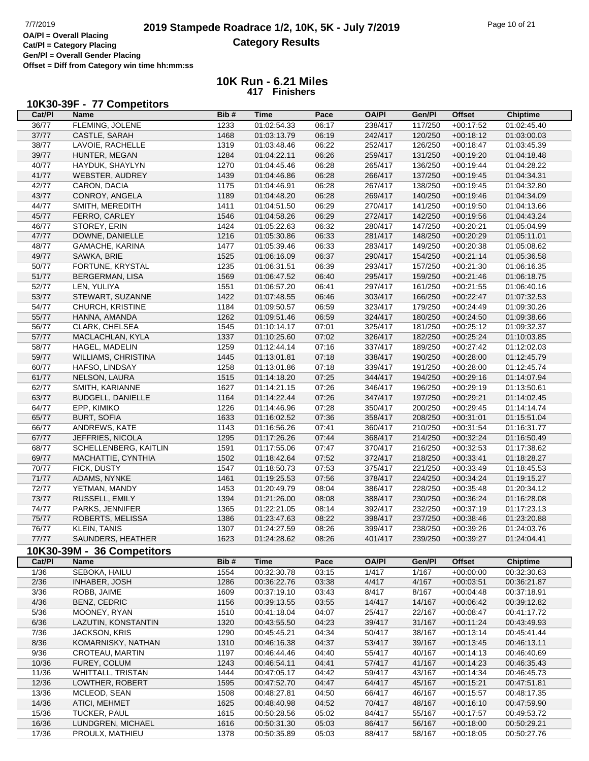# 2019 Stampede Roadrace 1/2, 10K, 5K - July 7/2019

## Category Results

OA/Pl = Overall Placing
Cat/Pl = Category Placing
Gen/Pl = Overall Gender Placing
Offset = Diff from Category win time hh:mm:ss

### 10K Run - 6.21 Miles
**417 Finishers**

### 10K30-39F - 77 Competitors

| Cat/Pl | Name | Bib # | Time | Pace | OA/Pl | Gen/Pl | Offset | Chiptime |
|---|---|---|---|---|---|---|---|---|
| 36/77 | FLEMING, JOLENE | 1233 | 01:02:54.33 | 06:17 | 238/417 | 117/250 | +00:17:52 | 01:02:45.40 |
| 37/77 | CASTLE, SARAH | 1468 | 01:03:13.79 | 06:19 | 242/417 | 120/250 | +00:18:12 | 01:03:00.03 |
| 38/77 | LAVOIE, RACHELLE | 1319 | 01:03:48.46 | 06:22 | 252/417 | 126/250 | +00:18:47 | 01:03:45.39 |
| 39/77 | HUNTER, MEGAN | 1284 | 01:04:22.11 | 06:26 | 259/417 | 131/250 | +00:19:20 | 01:04:18.48 |
| 40/77 | HAYDUK, SHAYLYN | 1270 | 01:04:45.46 | 06:28 | 265/417 | 136/250 | +00:19:44 | 01:04:28.22 |
| 41/77 | WEBSTER, AUDREY | 1439 | 01:04:46.86 | 06:28 | 266/417 | 137/250 | +00:19:45 | 01:04:34.31 |
| 42/77 | CARON, DACIA | 1175 | 01:04:46.91 | 06:28 | 267/417 | 138/250 | +00:19:45 | 01:04:32.80 |
| 43/77 | CONROY, ANGELA | 1189 | 01:04:48.20 | 06:28 | 269/417 | 140/250 | +00:19:46 | 01:04:34.09 |
| 44/77 | SMITH, MEREDITH | 1411 | 01:04:51.50 | 06:29 | 270/417 | 141/250 | +00:19:50 | 01:04:13.66 |
| 45/77 | FERRO, CARLEY | 1546 | 01:04:58.26 | 06:29 | 272/417 | 142/250 | +00:19:56 | 01:04:43.24 |
| 46/77 | STOREY, ERIN | 1424 | 01:05:22.63 | 06:32 | 280/417 | 147/250 | +00:20:21 | 01:05:04.99 |
| 47/77 | DOWNE, DANIELLE | 1216 | 01:05:30.86 | 06:33 | 281/417 | 148/250 | +00:20:29 | 01:05:11.01 |
| 48/77 | GAMACHE, KARINA | 1477 | 01:05:39.46 | 06:33 | 283/417 | 149/250 | +00:20:38 | 01:05:08.62 |
| 49/77 | SAWKA, BRIE | 1525 | 01:06:16.09 | 06:37 | 290/417 | 154/250 | +00:21:14 | 01:05:36.58 |
| 50/77 | FORTUNE, KRYSTAL | 1235 | 01:06:31.51 | 06:39 | 293/417 | 157/250 | +00:21:30 | 01:06:16.35 |
| 51/77 | BERGERMAN, LISA | 1569 | 01:06:47.52 | 06:40 | 295/417 | 159/250 | +00:21:46 | 01:06:18.75 |
| 52/77 | LEN, YULIYA | 1551 | 01:06:57.20 | 06:41 | 297/417 | 161/250 | +00:21:55 | 01:06:40.16 |
| 53/77 | STEWART, SUZANNE | 1422 | 01:07:48.55 | 06:46 | 303/417 | 166/250 | +00:22:47 | 01:07:32.53 |
| 54/77 | CHURCH, KRISTINE | 1184 | 01:09:50.57 | 06:59 | 323/417 | 179/250 | +00:24:49 | 01:09:30.26 |
| 55/77 | HANNA, AMANDA | 1262 | 01:09:51.46 | 06:59 | 324/417 | 180/250 | +00:24:50 | 01:09:38.66 |
| 56/77 | CLARK, CHELSEA | 1545 | 01:10:14.17 | 07:01 | 325/417 | 181/250 | +00:25:12 | 01:09:32.37 |
| 57/77 | MACLACHLAN, KYLA | 1337 | 01:10:25.60 | 07:02 | 326/417 | 182/250 | +00:25:24 | 01:10:03.85 |
| 58/77 | HAGEL, MADELIN | 1259 | 01:12:44.14 | 07:16 | 337/417 | 189/250 | +00:27:42 | 01:12:02.03 |
| 59/77 | WILLIAMS, CHRISTINA | 1445 | 01:13:01.81 | 07:18 | 338/417 | 190/250 | +00:28:00 | 01:12:45.79 |
| 60/77 | HAFSO, LINDSAY | 1258 | 01:13:01.86 | 07:18 | 339/417 | 191/250 | +00:28:00 | 01:12:45.74 |
| 61/77 | NELSON, LAURA | 1515 | 01:14:18.20 | 07:25 | 344/417 | 194/250 | +00:29:16 | 01:14:07.94 |
| 62/77 | SMITH, KARIANNE | 1627 | 01:14:21.15 | 07:26 | 346/417 | 196/250 | +00:29:19 | 01:13:50.61 |
| 63/77 | BUDGELL, DANIELLE | 1164 | 01:14:22.44 | 07:26 | 347/417 | 197/250 | +00:29:21 | 01:14:02.45 |
| 64/77 | EPP, KIMIKO | 1226 | 01:14:46.96 | 07:28 | 350/417 | 200/250 | +00:29:45 | 01:14:14.74 |
| 65/77 | BURT, SOFIA | 1633 | 01:16:02.52 | 07:36 | 358/417 | 208/250 | +00:31:01 | 01:15:51.04 |
| 66/77 | ANDREWS, KATE | 1143 | 01:16:56.26 | 07:41 | 360/417 | 210/250 | +00:31:54 | 01:16:31.77 |
| 67/77 | JEFFRIES, NICOLA | 1295 | 01:17:26.26 | 07:44 | 368/417 | 214/250 | +00:32:24 | 01:16:50.49 |
| 68/77 | SCHELLENBERG, KAITLIN | 1591 | 01:17:55.06 | 07:47 | 370/417 | 216/250 | +00:32:53 | 01:17:38.62 |
| 69/77 | MACHATTIE, CYNTHIA | 1502 | 01:18:42.64 | 07:52 | 372/417 | 218/250 | +00:33:41 | 01:18:28.27 |
| 70/77 | FICK, DUSTY | 1547 | 01:18:50.73 | 07:53 | 375/417 | 221/250 | +00:33:49 | 01:18:45.53 |
| 71/77 | ADAMS, NYNKE | 1461 | 01:19:25.53 | 07:56 | 378/417 | 224/250 | +00:34:24 | 01:19:15.27 |
| 72/77 | YETMAN, MANDY | 1453 | 01:20:49.79 | 08:04 | 386/417 | 228/250 | +00:35:48 | 01:20:34.12 |
| 73/77 | RUSSELL, EMILY | 1394 | 01:21:26.00 | 08:08 | 388/417 | 230/250 | +00:36:24 | 01:16:28.08 |
| 74/77 | PARKS, JENNIFER | 1365 | 01:22:21.05 | 08:14 | 392/417 | 232/250 | +00:37:19 | 01:17:23.13 |
| 75/77 | ROBERTS, MELISSA | 1386 | 01:23:47.63 | 08:22 | 398/417 | 237/250 | +00:38:46 | 01:23:20.88 |
| 76/77 | KLEIN, TANIS | 1307 | 01:24:27.59 | 08:26 | 399/417 | 238/250 | +00:39:26 | 01:24:03.76 |
| 77/77 | SAUNDERS, HEATHER | 1623 | 01:24:28.62 | 08:26 | 401/417 | 239/250 | +00:39:27 | 01:24:04.41 |

### 10K30-39M - 36 Competitors

| Cat/Pl | Name | Bib # | Time | Pace | OA/Pl | Gen/Pl | Offset | Chiptime |
|---|---|---|---|---|---|---|---|---|
| 1/36 | SEBOKA, HAILU | 1554 | 00:32:30.78 | 03:15 | 1/417 | 1/167 | +00:00:00 | 00:32:30.63 |
| 2/36 | INHABER, JOSH | 1286 | 00:36:22.76 | 03:38 | 4/417 | 4/167 | +00:03:51 | 00:36:21.87 |
| 3/36 | ROBB, JAIME | 1609 | 00:37:19.10 | 03:43 | 8/417 | 8/167 | +00:04:48 | 00:37:18.91 |
| 4/36 | BENZ, CEDRIC | 1156 | 00:39:13.55 | 03:55 | 14/417 | 14/167 | +00:06:42 | 00:39:12.82 |
| 5/36 | MOONEY, RYAN | 1510 | 00:41:18.04 | 04:07 | 25/417 | 22/167 | +00:08:47 | 00:41:17.72 |
| 6/36 | LAZUTIN, KONSTANTIN | 1320 | 00:43:55.50 | 04:23 | 39/417 | 31/167 | +00:11:24 | 00:43:49.93 |
| 7/36 | JACKSON, KRIS | 1290 | 00:45:45.21 | 04:34 | 50/417 | 38/167 | +00:13:14 | 00:45:41.44 |
| 8/36 | KOMARNISKY, NATHAN | 1310 | 00:46:16.38 | 04:37 | 53/417 | 39/167 | +00:13:45 | 00:46:13.11 |
| 9/36 | CROTEAU, MARTIN | 1197 | 00:46:44.46 | 04:40 | 55/417 | 40/167 | +00:14:13 | 00:46:40.69 |
| 10/36 | FUREY, COLUM | 1243 | 00:46:54.11 | 04:41 | 57/417 | 41/167 | +00:14:23 | 00:46:35.43 |
| 11/36 | WHITTALL, TRISTAN | 1444 | 00:47:05.17 | 04:42 | 59/417 | 43/167 | +00:14:34 | 00:46:45.73 |
| 12/36 | LOWTHER, ROBERT | 1595 | 00:47:52.70 | 04:47 | 64/417 | 45/167 | +00:15:21 | 00:47:51.81 |
| 13/36 | MCLEOD, SEAN | 1508 | 00:48:27.81 | 04:50 | 66/417 | 46/167 | +00:15:57 | 00:48:17.35 |
| 14/36 | ATICI, MEHMET | 1625 | 00:48:40.98 | 04:52 | 70/417 | 48/167 | +00:16:10 | 00:47:59.90 |
| 15/36 | TUCKER, PAUL | 1615 | 00:50:28.56 | 05:02 | 84/417 | 55/167 | +00:17:57 | 00:49:53.72 |
| 16/36 | LUNDGREN, MICHAEL | 1616 | 00:50:31.30 | 05:03 | 86/417 | 56/167 | +00:18:00 | 00:50:29.21 |
| 17/36 | PROULX, MATHIEU | 1378 | 00:50:35.89 | 05:03 | 88/417 | 58/167 | +00:18:05 | 00:50:27.76 |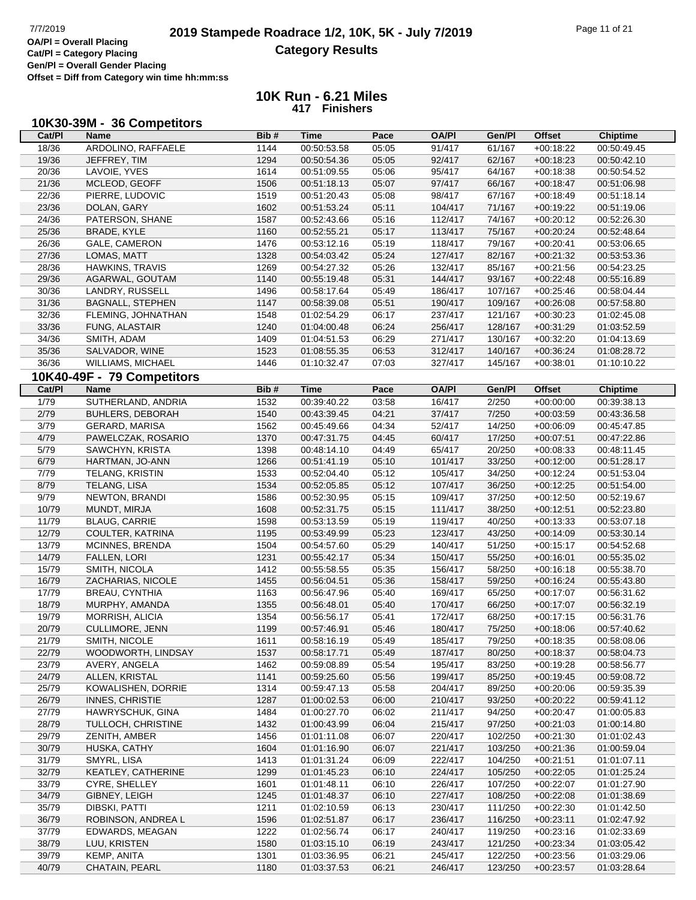**OA/Pl = Overall Placing**
**Cat/Pl = Category Placing**
**Gen/Pl = Overall Gender Placing**
**Offset = Diff from Category win time hh:mm:ss**

# 2019 Stampede Roadrace 1/2, 10K, 5K - July 7/2019
## Category Results

### 10K Run - 6.21 Miles
**417 Finishers**

### 10K30-39M - 36 Competitors

| Cat/Pl | Name | Bib # | Time | Pace | OA/Pl | Gen/Pl | Offset | Chiptime |
|---|---|---|---|---|---|---|---|---|
| 18/36 | ARDOLINO, RAFFAELE | 1144 | 00:50:53.58 | 05:05 | 91/417 | 61/167 | +00:18:22 | 00:50:49.45 |
| 19/36 | JEFFREY, TIM | 1294 | 00:50:54.36 | 05:05 | 92/417 | 62/167 | +00:18:23 | 00:50:42.10 |
| 20/36 | LAVOIE, YVES | 1614 | 00:51:09.55 | 05:06 | 95/417 | 64/167 | +00:18:38 | 00:50:54.52 |
| 21/36 | MCLEOD, GEOFF | 1506 | 00:51:18.13 | 05:07 | 97/417 | 66/167 | +00:18:47 | 00:51:06.98 |
| 22/36 | PIERRE, LUDOVIC | 1519 | 00:51:20.43 | 05:08 | 98/417 | 67/167 | +00:18:49 | 00:51:18.14 |
| 23/36 | DOLAN, GARY | 1602 | 00:51:53.24 | 05:11 | 104/417 | 71/167 | +00:19:22 | 00:51:19.06 |
| 24/36 | PATERSON, SHANE | 1587 | 00:52:43.66 | 05:16 | 112/417 | 74/167 | +00:20:12 | 00:52:26.30 |
| 25/36 | BRADE, KYLE | 1160 | 00:52:55.21 | 05:17 | 113/417 | 75/167 | +00:20:24 | 00:52:48.64 |
| 26/36 | GALE, CAMERON | 1476 | 00:53:12.16 | 05:19 | 118/417 | 79/167 | +00:20:41 | 00:53:06.65 |
| 27/36 | LOMAS, MATT | 1328 | 00:54:03.42 | 05:24 | 127/417 | 82/167 | +00:21:32 | 00:53:53.36 |
| 28/36 | HAWKINS, TRAVIS | 1269 | 00:54:27.32 | 05:26 | 132/417 | 85/167 | +00:21:56 | 00:54:23.25 |
| 29/36 | AGARWAL, GOUTAM | 1140 | 00:55:19.48 | 05:31 | 144/417 | 93/167 | +00:22:48 | 00:55:16.89 |
| 30/36 | LANDRY, RUSSELL | 1496 | 00:58:17.64 | 05:49 | 186/417 | 107/167 | +00:25:46 | 00:58:04.44 |
| 31/36 | BAGNALL, STEPHEN | 1147 | 00:58:39.08 | 05:51 | 190/417 | 109/167 | +00:26:08 | 00:57:58.80 |
| 32/36 | FLEMING, JOHNATHAN | 1548 | 01:02:54.29 | 06:17 | 237/417 | 121/167 | +00:30:23 | 01:02:45.08 |
| 33/36 | FUNG, ALASTAIR | 1240 | 01:04:00.48 | 06:24 | 256/417 | 128/167 | +00:31:29 | 01:03:52.59 |
| 34/36 | SMITH, ADAM | 1409 | 01:04:51.53 | 06:29 | 271/417 | 130/167 | +00:32:20 | 01:04:13.69 |
| 35/36 | SALVADOR, WINE | 1523 | 01:08:55.35 | 06:53 | 312/417 | 140/167 | +00:36:24 | 01:08:28.72 |
| 36/36 | WILLIAMS, MICHAEL | 1446 | 01:10:32.47 | 07:03 | 327/417 | 145/167 | +00:38:01 | 01:10:10.22 |

### 10K40-49F - 79 Competitors

| Cat/Pl | Name | Bib # | Time | Pace | OA/Pl | Gen/Pl | Offset | Chiptime |
|---|---|---|---|---|---|---|---|---|
| 1/79 | SUTHERLAND, ANDRIA | 1532 | 00:39:40.22 | 03:58 | 16/417 | 2/250 | +00:00:00 | 00:39:38.13 |
| 2/79 | BUHLERS, DEBORAH | 1540 | 00:43:39.45 | 04:21 | 37/417 | 7/250 | +00:03:59 | 00:43:36.58 |
| 3/79 | GERARD, MARISA | 1562 | 00:45:49.66 | 04:34 | 52/417 | 14/250 | +00:06:09 | 00:45:47.85 |
| 4/79 | PAWELCZAK, ROSARIO | 1370 | 00:47:31.75 | 04:45 | 60/417 | 17/250 | +00:07:51 | 00:47:22.86 |
| 5/79 | SAWCHYN, KRISTA | 1398 | 00:48:14.10 | 04:49 | 65/417 | 20/250 | +00:08:33 | 00:48:11.45 |
| 6/79 | HARTMAN, JO-ANN | 1266 | 00:51:41.19 | 05:10 | 101/417 | 33/250 | +00:12:00 | 00:51:28.17 |
| 7/79 | TELANG, KRISTIN | 1533 | 00:52:04.40 | 05:12 | 105/417 | 34/250 | +00:12:24 | 00:51:53.04 |
| 8/79 | TELANG, LISA | 1534 | 00:52:05.85 | 05:12 | 107/417 | 36/250 | +00:12:25 | 00:51:54.00 |
| 9/79 | NEWTON, BRANDI | 1586 | 00:52:30.95 | 05:15 | 109/417 | 37/250 | +00:12:50 | 00:52:19.67 |
| 10/79 | MUNDT, MIRJA | 1608 | 00:52:31.75 | 05:15 | 111/417 | 38/250 | +00:12:51 | 00:52:23.80 |
| 11/79 | BLAUG, CARRIE | 1598 | 00:53:13.59 | 05:19 | 119/417 | 40/250 | +00:13:33 | 00:53:07.18 |
| 12/79 | COULTER, KATRINA | 1195 | 00:53:49.99 | 05:23 | 123/417 | 43/250 | +00:14:09 | 00:53:30.14 |
| 13/79 | MCINNES, BRENDA | 1504 | 00:54:57.60 | 05:29 | 140/417 | 51/250 | +00:15:17 | 00:54:52.68 |
| 14/79 | FALLEN, LORI | 1231 | 00:55:42.17 | 05:34 | 150/417 | 55/250 | +00:16:01 | 00:55:35.02 |
| 15/79 | SMITH, NICOLA | 1412 | 00:55:58.55 | 05:35 | 156/417 | 58/250 | +00:16:18 | 00:55:38.70 |
| 16/79 | ZACHARIAS, NICOLE | 1455 | 00:56:04.51 | 05:36 | 158/417 | 59/250 | +00:16:24 | 00:55:43.80 |
| 17/79 | BREAU, CYNTHIA | 1163 | 00:56:47.96 | 05:40 | 169/417 | 65/250 | +00:17:07 | 00:56:31.62 |
| 18/79 | MURPHY, AMANDA | 1355 | 00:56:48.01 | 05:40 | 170/417 | 66/250 | +00:17:07 | 00:56:32.19 |
| 19/79 | MORRISH, ALICIA | 1354 | 00:56:56.17 | 05:41 | 172/417 | 68/250 | +00:17:15 | 00:56:31.76 |
| 20/79 | CULLIMORE, JENN | 1199 | 00:57:46.91 | 05:46 | 180/417 | 75/250 | +00:18:06 | 00:57:40.62 |
| 21/79 | SMITH, NICOLE | 1611 | 00:58:16.19 | 05:49 | 185/417 | 79/250 | +00:18:35 | 00:58:08.06 |
| 22/79 | WOODWORTH, LINDSAY | 1537 | 00:58:17.71 | 05:49 | 187/417 | 80/250 | +00:18:37 | 00:58:04.73 |
| 23/79 | AVERY, ANGELA | 1462 | 00:59:08.89 | 05:54 | 195/417 | 83/250 | +00:19:28 | 00:58:56.77 |
| 24/79 | ALLEN, KRISTAL | 1141 | 00:59:25.60 | 05:56 | 199/417 | 85/250 | +00:19:45 | 00:59:08.72 |
| 25/79 | KOWALISHEN, DORRIE | 1314 | 00:59:47.13 | 05:58 | 204/417 | 89/250 | +00:20:06 | 00:59:35.39 |
| 26/79 | INNES, CHRISTIE | 1287 | 01:00:02.53 | 06:00 | 210/417 | 93/250 | +00:20:22 | 00:59:41.12 |
| 27/79 | HAWRYSCHUK, GINA | 1484 | 01:00:27.70 | 06:02 | 211/417 | 94/250 | +00:20:47 | 01:00:05.83 |
| 28/79 | TULLOCH, CHRISTINE | 1432 | 01:00:43.99 | 06:04 | 215/417 | 97/250 | +00:21:03 | 01:00:14.80 |
| 29/79 | ZENITH, AMBER | 1456 | 01:01:11.08 | 06:07 | 220/417 | 102/250 | +00:21:30 | 01:01:02.43 |
| 30/79 | HUSKA, CATHY | 1604 | 01:01:16.90 | 06:07 | 221/417 | 103/250 | +00:21:36 | 01:00:59.04 |
| 31/79 | SMYRL, LISA | 1413 | 01:01:31.24 | 06:09 | 222/417 | 104/250 | +00:21:51 | 01:01:07.11 |
| 32/79 | KEATLEY, CATHERINE | 1299 | 01:01:45.23 | 06:10 | 224/417 | 105/250 | +00:22:05 | 01:01:25.24 |
| 33/79 | CYRE, SHELLEY | 1601 | 01:01:48.11 | 06:10 | 226/417 | 107/250 | +00:22:07 | 01:01:27.90 |
| 34/79 | GIBNEY, LEIGH | 1245 | 01:01:48.37 | 06:10 | 227/417 | 108/250 | +00:22:08 | 01:01:38.69 |
| 35/79 | DIBSKI, PATTI | 1211 | 01:02:10.59 | 06:13 | 230/417 | 111/250 | +00:22:30 | 01:01:42.50 |
| 36/79 | ROBINSON, ANDREA L | 1596 | 01:02:51.87 | 06:17 | 236/417 | 116/250 | +00:23:11 | 01:02:47.92 |
| 37/79 | EDWARDS, MEAGAN | 1222 | 01:02:56.74 | 06:17 | 240/417 | 119/250 | +00:23:16 | 01:02:33.69 |
| 38/79 | LUU, KRISTEN | 1580 | 01:03:15.10 | 06:19 | 243/417 | 121/250 | +00:23:34 | 01:03:05.42 |
| 39/79 | KEMP, ANITA | 1301 | 01:03:36.95 | 06:21 | 245/417 | 122/250 | +00:23:56 | 01:03:29.06 |
| 40/79 | CHATAIN, PEARL | 1180 | 01:03:37.53 | 06:21 | 246/417 | 123/250 | +00:23:57 | 01:03:28.64 |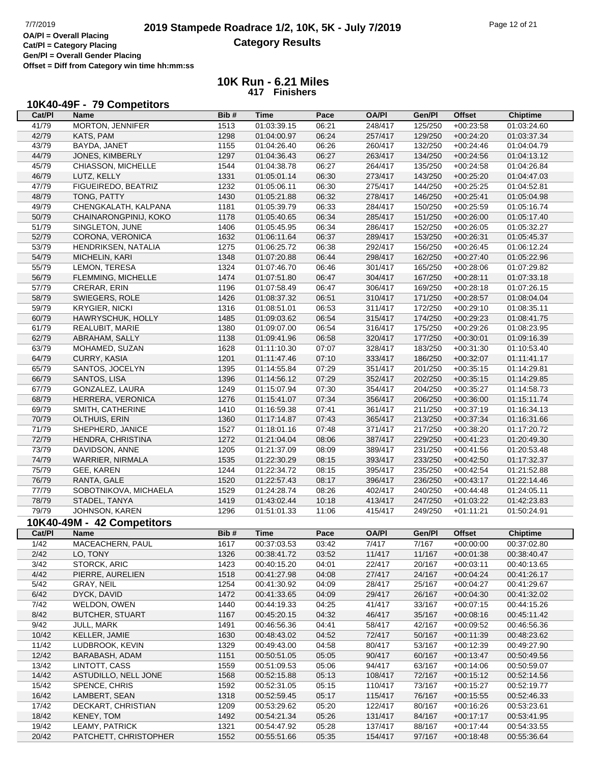**2019 Stampede Roadrace 1/2, 10K, 5K - July 7/2019**

**Category Results**

**OA/Pl = Overall Placing**
**Cat/Pl = Category Placing**
**Gen/Pl = Overall Gender Placing**
**Offset = Diff from Category win time hh:mm:ss**

## 10K Run - 6.21 Miles
### 417 Finishers

### 10K40-49F - 79 Competitors

| Cat/Pl | Name | Bib # | Time | Pace | OA/Pl | Gen/Pl | Offset | Chiptime |
|---|---|---|---|---|---|---|---|---|
| 41/79 | MORTON, JENNIFER | 1513 | 01:03:39.15 | 06:21 | 248/417 | 125/250 | +00:23:58 | 01:03:24.60 |
| 42/79 | KATS, PAM | 1298 | 01:04:00.97 | 06:24 | 257/417 | 129/250 | +00:24:20 | 01:03:37.34 |
| 43/79 | BAYDA, JANET | 1155 | 01:04:26.40 | 06:26 | 260/417 | 132/250 | +00:24:46 | 01:04:04.79 |
| 44/79 | JONES, KIMBERLY | 1297 | 01:04:36.43 | 06:27 | 263/417 | 134/250 | +00:24:56 | 01:04:13.12 |
| 45/79 | CHIASSON, MICHELLE | 1544 | 01:04:38.78 | 06:27 | 264/417 | 135/250 | +00:24:58 | 01:04:26.84 |
| 46/79 | LUTZ, KELLY | 1331 | 01:05:01.14 | 06:30 | 273/417 | 143/250 | +00:25:20 | 01:04:47.03 |
| 47/79 | FIGUEIREDO, BEATRIZ | 1232 | 01:05:06.11 | 06:30 | 275/417 | 144/250 | +00:25:25 | 01:04:52.81 |
| 48/79 | TONG, PATTY | 1430 | 01:05:21.88 | 06:32 | 278/417 | 146/250 | +00:25:41 | 01:05:04.98 |
| 49/79 | CHENGKALATH, KALPANA | 1181 | 01:05:39.79 | 06:33 | 284/417 | 150/250 | +00:25:59 | 01:05:16.74 |
| 50/79 | CHAINARONGPINIJ, KOKO | 1178 | 01:05:40.65 | 06:34 | 285/417 | 151/250 | +00:26:00 | 01:05:17.40 |
| 51/79 | SINGLETON, JUNE | 1406 | 01:05:45.95 | 06:34 | 286/417 | 152/250 | +00:26:05 | 01:05:32.27 |
| 52/79 | CORONA, VERONICA | 1632 | 01:06:11.64 | 06:37 | 289/417 | 153/250 | +00:26:31 | 01:05:45.37 |
| 53/79 | HENDRIKSEN, NATALIA | 1275 | 01:06:25.72 | 06:38 | 292/417 | 156/250 | +00:26:45 | 01:06:12.24 |
| 54/79 | MICHELIN, KARI | 1348 | 01:07:20.88 | 06:44 | 298/417 | 162/250 | +00:27:40 | 01:05:22.96 |
| 55/79 | LEMON, TERESA | 1324 | 01:07:46.70 | 06:46 | 301/417 | 165/250 | +00:28:06 | 01:07:29.82 |
| 56/79 | FLEMMING, MICHELLE | 1474 | 01:07:51.80 | 06:47 | 304/417 | 167/250 | +00:28:11 | 01:07:33.18 |
| 57/79 | CRERAR, ERIN | 1196 | 01:07:58.49 | 06:47 | 306/417 | 169/250 | +00:28:18 | 01:07:26.15 |
| 58/79 | SWIEGERS, ROLE | 1426 | 01:08:37.32 | 06:51 | 310/417 | 171/250 | +00:28:57 | 01:08:04.04 |
| 59/79 | KRYGIER, NICKI | 1316 | 01:08:51.01 | 06:53 | 311/417 | 172/250 | +00:29:10 | 01:08:35.11 |
| 60/79 | HAWRYSCHUK, HOLLY | 1485 | 01:09:03.62 | 06:54 | 315/417 | 174/250 | +00:29:23 | 01:08:41.75 |
| 61/79 | REALUBIT, MARIE | 1380 | 01:09:07.00 | 06:54 | 316/417 | 175/250 | +00:29:26 | 01:08:23.95 |
| 62/79 | ABRAHAM, SALLY | 1138 | 01:09:41.96 | 06:58 | 320/417 | 177/250 | +00:30:01 | 01:09:16.39 |
| 63/79 | MOHAMED, SUZAN | 1628 | 01:11:10.30 | 07:07 | 328/417 | 183/250 | +00:31:30 | 01:10:53.40 |
| 64/79 | CURRY, KASIA | 1201 | 01:11:47.46 | 07:10 | 333/417 | 186/250 | +00:32:07 | 01:11:41.17 |
| 65/79 | SANTOS, JOCELYN | 1395 | 01:14:55.84 | 07:29 | 351/417 | 201/250 | +00:35:15 | 01:14:29.81 |
| 66/79 | SANTOS, LISA | 1396 | 01:14:56.12 | 07:29 | 352/417 | 202/250 | +00:35:15 | 01:14:29.85 |
| 67/79 | GONZALEZ, LAURA | 1249 | 01:15:07.94 | 07:30 | 354/417 | 204/250 | +00:35:27 | 01:14:58.73 |
| 68/79 | HERRERA, VERONICA | 1276 | 01:15:41.07 | 07:34 | 356/417 | 206/250 | +00:36:00 | 01:15:11.74 |
| 69/79 | SMITH, CATHERINE | 1410 | 01:16:59.38 | 07:41 | 361/417 | 211/250 | +00:37:19 | 01:16:34.13 |
| 70/79 | OLTHUIS, ERIN | 1360 | 01:17:14.87 | 07:43 | 365/417 | 213/250 | +00:37:34 | 01:16:31.66 |
| 71/79 | SHEPHERD, JANICE | 1527 | 01:18:01.16 | 07:48 | 371/417 | 217/250 | +00:38:20 | 01:17:20.72 |
| 72/79 | HENDRA, CHRISTINA | 1272 | 01:21:04.04 | 08:06 | 387/417 | 229/250 | +00:41:23 | 01:20:49.30 |
| 73/79 | DAVIDSON, ANNE | 1205 | 01:21:37.09 | 08:09 | 389/417 | 231/250 | +00:41:56 | 01:20:53.48 |
| 74/79 | WARRIER, NIRMALA | 1535 | 01:22:30.29 | 08:15 | 393/417 | 233/250 | +00:42:50 | 01:17:32.37 |
| 75/79 | GEE, KAREN | 1244 | 01:22:34.72 | 08:15 | 395/417 | 235/250 | +00:42:54 | 01:21:52.88 |
| 76/79 | RANTA, GALE | 1520 | 01:22:57.43 | 08:17 | 396/417 | 236/250 | +00:43:17 | 01:22:14.46 |
| 77/79 | SOBOTNIKOVA, MICHAELA | 1529 | 01:24:28.74 | 08:26 | 402/417 | 240/250 | +00:44:48 | 01:24:05.11 |
| 78/79 | STADEL, TANYA | 1419 | 01:43:02.44 | 10:18 | 413/417 | 247/250 | +01:03:22 | 01:42:23.83 |
| 79/79 | JOHNSON, KAREN | 1296 | 01:51:01.33 | 11:06 | 415/417 | 249/250 | +01:11:21 | 01:50:24.91 |

### 10K40-49M - 42 Competitors

| Cat/Pl | Name | Bib # | Time | Pace | OA/Pl | Gen/Pl | Offset | Chiptime |
|---|---|---|---|---|---|---|---|---|
| 1/42 | MACEACHERN, PAUL | 1617 | 00:37:03.53 | 03:42 | 7/417 | 7/167 | +00:00:00 | 00:37:02.80 |
| 2/42 | LO, TONY | 1326 | 00:38:41.72 | 03:52 | 11/417 | 11/167 | +00:01:38 | 00:38:40.47 |
| 3/42 | STORCK, ARIC | 1423 | 00:40:15.20 | 04:01 | 22/417 | 20/167 | +00:03:11 | 00:40:13.65 |
| 4/42 | PIERRE, AURELIEN | 1518 | 00:41:27.98 | 04:08 | 27/417 | 24/167 | +00:04:24 | 00:41:26.17 |
| 5/42 | GRAY, NEIL | 1254 | 00:41:30.92 | 04:09 | 28/417 | 25/167 | +00:04:27 | 00:41:29.67 |
| 6/42 | DYCK, DAVID | 1472 | 00:41:33.65 | 04:09 | 29/417 | 26/167 | +00:04:30 | 00:41:32.02 |
| 7/42 | WELDON, OWEN | 1440 | 00:44:19.33 | 04:25 | 41/417 | 33/167 | +00:07:15 | 00:44:15.26 |
| 8/42 | BUTCHER, STUART | 1167 | 00:45:20.15 | 04:32 | 46/417 | 35/167 | +00:08:16 | 00:45:11.42 |
| 9/42 | JULL, MARK | 1491 | 00:46:56.36 | 04:41 | 58/417 | 42/167 | +00:09:52 | 00:46:56.36 |
| 10/42 | KELLER, JAMIE | 1630 | 00:48:43.02 | 04:52 | 72/417 | 50/167 | +00:11:39 | 00:48:23.62 |
| 11/42 | LUDBROOK, KEVIN | 1329 | 00:49:43.00 | 04:58 | 80/417 | 53/167 | +00:12:39 | 00:49:27.90 |
| 12/42 | BARABASH, ADAM | 1151 | 00:50:51.05 | 05:05 | 90/417 | 60/167 | +00:13:47 | 00:50:49.56 |
| 13/42 | LINTOTT, CASS | 1559 | 00:51:09.53 | 05:06 | 94/417 | 63/167 | +00:14:06 | 00:50:59.07 |
| 14/42 | ASTUDILLO, NELL JONE | 1568 | 00:52:15.88 | 05:13 | 108/417 | 72/167 | +00:15:12 | 00:52:14.56 |
| 15/42 | SPENCE, CHRIS | 1592 | 00:52:31.05 | 05:15 | 110/417 | 73/167 | +00:15:27 | 00:52:19.77 |
| 16/42 | LAMBERT, SEAN | 1318 | 00:52:59.45 | 05:17 | 115/417 | 76/167 | +00:15:55 | 00:52:46.33 |
| 17/42 | DECKART, CHRISTIAN | 1209 | 00:53:29.62 | 05:20 | 122/417 | 80/167 | +00:16:26 | 00:53:23.61 |
| 18/42 | KENEY, TOM | 1492 | 00:54:21.34 | 05:26 | 131/417 | 84/167 | +00:17:17 | 00:53:41.95 |
| 19/42 | LEAMY, PATRICK | 1321 | 00:54:47.92 | 05:28 | 137/417 | 88/167 | +00:17:44 | 00:54:33.55 |
| 20/42 | PATCHETT, CHRISTOPHER | 1552 | 00:55:51.66 | 05:35 | 154/417 | 97/167 | +00:18:48 | 00:55:36.64 |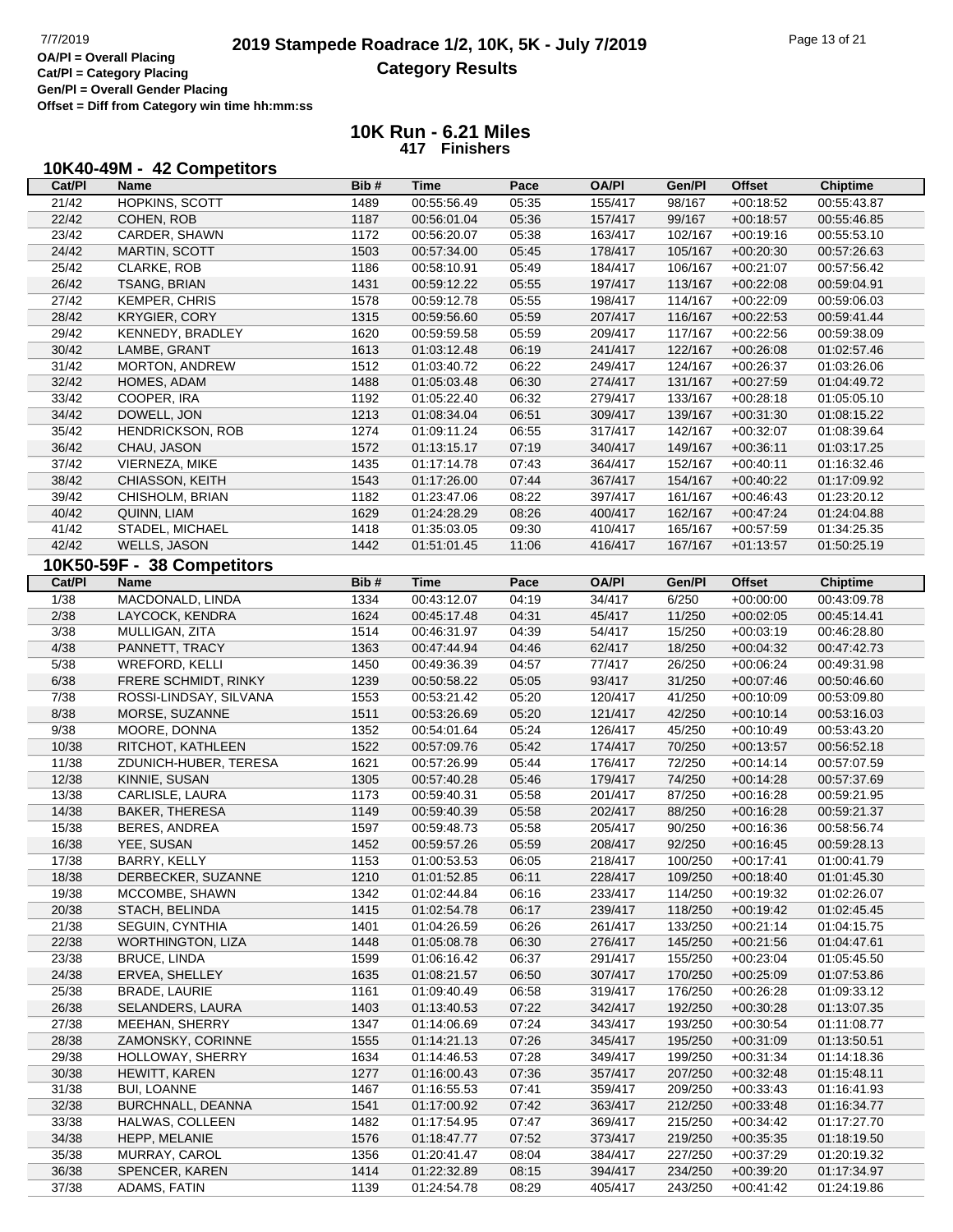# 2019 Stampede Roadrace 1/2, 10K, 5K - July 7/2019

**Category Results**

OA/Pl = Overall Placing
Cat/Pl = Category Placing
Gen/Pl = Overall Gender Placing
Offset = Diff from Category win time hh:mm:ss

## 10K Run - 6.21 Miles
**417 Finishers**

### 10K40-49M - 42 Competitors

| Cat/Pl | Name | Bib # | Time | Pace | OA/Pl | Gen/Pl | Offset | Chiptime |
|---|---|---|---|---|---|---|---|---|
| 21/42 | HOPKINS, SCOTT | 1489 | 00:55:56.49 | 05:35 | 155/417 | 98/167 | +00:18:52 | 00:55:43.87 |
| 22/42 | COHEN, ROB | 1187 | 00:56:01.04 | 05:36 | 157/417 | 99/167 | +00:18:57 | 00:55:46.85 |
| 23/42 | CARDER, SHAWN | 1172 | 00:56:20.07 | 05:38 | 163/417 | 102/167 | +00:19:16 | 00:55:53.10 |
| 24/42 | MARTIN, SCOTT | 1503 | 00:57:34.00 | 05:45 | 178/417 | 105/167 | +00:20:30 | 00:57:26.63 |
| 25/42 | CLARKE, ROB | 1186 | 00:58:10.91 | 05:49 | 184/417 | 106/167 | +00:21:07 | 00:57:56.42 |
| 26/42 | TSANG, BRIAN | 1431 | 00:59:12.22 | 05:55 | 197/417 | 113/167 | +00:22:08 | 00:59:04.91 |
| 27/42 | KEMPER, CHRIS | 1578 | 00:59:12.78 | 05:55 | 198/417 | 114/167 | +00:22:09 | 00:59:06.03 |
| 28/42 | KRYGIER, CORY | 1315 | 00:59:56.60 | 05:59 | 207/417 | 116/167 | +00:22:53 | 00:59:41.44 |
| 29/42 | KENNEDY, BRADLEY | 1620 | 00:59:59.58 | 05:59 | 209/417 | 117/167 | +00:22:56 | 00:59:38.09 |
| 30/42 | LAMBE, GRANT | 1613 | 01:03:12.48 | 06:19 | 241/417 | 122/167 | +00:26:08 | 01:02:57.46 |
| 31/42 | MORTON, ANDREW | 1512 | 01:03:40.72 | 06:22 | 249/417 | 124/167 | +00:26:37 | 01:03:26.06 |
| 32/42 | HOMES, ADAM | 1488 | 01:05:03.48 | 06:30 | 274/417 | 131/167 | +00:27:59 | 01:04:49.72 |
| 33/42 | COOPER, IRA | 1192 | 01:05:22.40 | 06:32 | 279/417 | 133/167 | +00:28:18 | 01:05:05.10 |
| 34/42 | DOWELL, JON | 1213 | 01:08:34.04 | 06:51 | 309/417 | 139/167 | +00:31:30 | 01:08:15.22 |
| 35/42 | HENDRICKSON, ROB | 1274 | 01:09:11.24 | 06:55 | 317/417 | 142/167 | +00:32:07 | 01:08:39.64 |
| 36/42 | CHAU, JASON | 1572 | 01:13:15.17 | 07:19 | 340/417 | 149/167 | +00:36:11 | 01:03:17.25 |
| 37/42 | VIERNEZA, MIKE | 1435 | 01:17:14.78 | 07:43 | 364/417 | 152/167 | +00:40:11 | 01:16:32.46 |
| 38/42 | CHIASSON, KEITH | 1543 | 01:17:26.00 | 07:44 | 367/417 | 154/167 | +00:40:22 | 01:17:09.92 |
| 39/42 | CHISHOLM, BRIAN | 1182 | 01:23:47.06 | 08:22 | 397/417 | 161/167 | +00:46:43 | 01:23:20.12 |
| 40/42 | QUINN, LIAM | 1629 | 01:24:28.29 | 08:26 | 400/417 | 162/167 | +00:47:24 | 01:24:04.88 |
| 41/42 | STADEL, MICHAEL | 1418 | 01:35:03.05 | 09:30 | 410/417 | 165/167 | +00:57:59 | 01:34:25.35 |
| 42/42 | WELLS, JASON | 1442 | 01:51:01.45 | 11:06 | 416/417 | 167/167 | +01:13:57 | 01:50:25.19 |

### 10K50-59F - 38 Competitors

| Cat/Pl | Name | Bib # | Time | Pace | OA/Pl | Gen/Pl | Offset | Chiptime |
|---|---|---|---|---|---|---|---|---|
| 1/38 | MACDONALD, LINDA | 1334 | 00:43:12.07 | 04:19 | 34/417 | 6/250 | +00:00:00 | 00:43:09.78 |
| 2/38 | LAYCOCK, KENDRA | 1624 | 00:45:17.48 | 04:31 | 45/417 | 11/250 | +00:02:05 | 00:45:14.41 |
| 3/38 | MULLIGAN, ZITA | 1514 | 00:46:31.97 | 04:39 | 54/417 | 15/250 | +00:03:19 | 00:46:28.80 |
| 4/38 | PANNETT, TRACY | 1363 | 00:47:44.94 | 04:46 | 62/417 | 18/250 | +00:04:32 | 00:47:42.73 |
| 5/38 | WREFORD, KELLI | 1450 | 00:49:36.39 | 04:57 | 77/417 | 26/250 | +00:06:24 | 00:49:31.98 |
| 6/38 | FRERE SCHMIDT, RINKY | 1239 | 00:50:58.22 | 05:05 | 93/417 | 31/250 | +00:07:46 | 00:50:46.60 |
| 7/38 | ROSSI-LINDSAY, SILVANA | 1553 | 00:53:21.42 | 05:20 | 120/417 | 41/250 | +00:10:09 | 00:53:09.80 |
| 8/38 | MORSE, SUZANNE | 1511 | 00:53:26.69 | 05:20 | 121/417 | 42/250 | +00:10:14 | 00:53:16.03 |
| 9/38 | MOORE, DONNA | 1352 | 00:54:01.64 | 05:24 | 126/417 | 45/250 | +00:10:49 | 00:53:43.20 |
| 10/38 | RITCHOT, KATHLEEN | 1522 | 00:57:09.76 | 05:42 | 174/417 | 70/250 | +00:13:57 | 00:56:52.18 |
| 11/38 | ZDUNICH-HUBER, TERESA | 1621 | 00:57:26.99 | 05:44 | 176/417 | 72/250 | +00:14:14 | 00:57:07.59 |
| 12/38 | KINNIE, SUSAN | 1305 | 00:57:40.28 | 05:46 | 179/417 | 74/250 | +00:14:28 | 00:57:37.69 |
| 13/38 | CARLISLE, LAURA | 1173 | 00:59:40.31 | 05:58 | 201/417 | 87/250 | +00:16:28 | 00:59:21.95 |
| 14/38 | BAKER, THERESA | 1149 | 00:59:40.39 | 05:58 | 202/417 | 88/250 | +00:16:28 | 00:59:21.37 |
| 15/38 | BERES, ANDREA | 1597 | 00:59:48.73 | 05:58 | 205/417 | 90/250 | +00:16:36 | 00:58:56.74 |
| 16/38 | YEE, SUSAN | 1452 | 00:59:57.26 | 05:59 | 208/417 | 92/250 | +00:16:45 | 00:59:28.13 |
| 17/38 | BARRY, KELLY | 1153 | 01:00:53.53 | 06:05 | 218/417 | 100/250 | +00:17:41 | 01:00:41.79 |
| 18/38 | DERBECKER, SUZANNE | 1210 | 01:01:52.85 | 06:11 | 228/417 | 109/250 | +00:18:40 | 01:01:45.30 |
| 19/38 | MCCOMBE, SHAWN | 1342 | 01:02:44.84 | 06:16 | 233/417 | 114/250 | +00:19:32 | 01:02:26.07 |
| 20/38 | STACH, BELINDA | 1415 | 01:02:54.78 | 06:17 | 239/417 | 118/250 | +00:19:42 | 01:02:45.45 |
| 21/38 | SEGUIN, CYNTHIA | 1401 | 01:04:26.59 | 06:26 | 261/417 | 133/250 | +00:21:14 | 01:04:15.75 |
| 22/38 | WORTHINGTON, LIZA | 1448 | 01:05:08.78 | 06:30 | 276/417 | 145/250 | +00:21:56 | 01:04:47.61 |
| 23/38 | BRUCE, LINDA | 1599 | 01:06:16.42 | 06:37 | 291/417 | 155/250 | +00:23:04 | 01:05:45.50 |
| 24/38 | ERVEA, SHELLEY | 1635 | 01:08:21.57 | 06:50 | 307/417 | 170/250 | +00:25:09 | 01:07:53.86 |
| 25/38 | BRADE, LAURIE | 1161 | 01:09:40.49 | 06:58 | 319/417 | 176/250 | +00:26:28 | 01:09:33.12 |
| 26/38 | SELANDERS, LAURA | 1403 | 01:13:40.53 | 07:22 | 342/417 | 192/250 | +00:30:28 | 01:13:07.35 |
| 27/38 | MEEHAN, SHERRY | 1347 | 01:14:06.69 | 07:24 | 343/417 | 193/250 | +00:30:54 | 01:11:08.77 |
| 28/38 | ZAMONSKY, CORINNE | 1555 | 01:14:21.13 | 07:26 | 345/417 | 195/250 | +00:31:09 | 01:13:50.51 |
| 29/38 | HOLLOWAY, SHERRY | 1634 | 01:14:46.53 | 07:28 | 349/417 | 199/250 | +00:31:34 | 01:14:18.36 |
| 30/38 | HEWITT, KAREN | 1277 | 01:16:00.43 | 07:36 | 357/417 | 207/250 | +00:32:48 | 01:15:48.11 |
| 31/38 | BUI, LOANNE | 1467 | 01:16:55.53 | 07:41 | 359/417 | 209/250 | +00:33:43 | 01:16:41.93 |
| 32/38 | BURCHNALL, DEANNA | 1541 | 01:17:00.92 | 07:42 | 363/417 | 212/250 | +00:33:48 | 01:16:34.77 |
| 33/38 | HALWAS, COLLEEN | 1482 | 01:17:54.95 | 07:47 | 369/417 | 215/250 | +00:34:42 | 01:17:27.70 |
| 34/38 | HEPP, MELANIE | 1576 | 01:18:47.77 | 07:52 | 373/417 | 219/250 | +00:35:35 | 01:18:19.50 |
| 35/38 | MURRAY, CAROL | 1356 | 01:20:41.47 | 08:04 | 384/417 | 227/250 | +00:37:29 | 01:20:19.32 |
| 36/38 | SPENCER, KAREN | 1414 | 01:22:32.89 | 08:15 | 394/417 | 234/250 | +00:39:20 | 01:17:34.97 |
| 37/38 | ADAMS, FATIN | 1139 | 01:24:54.78 | 08:29 | 405/417 | 243/250 | +00:41:42 | 01:24:19.86 |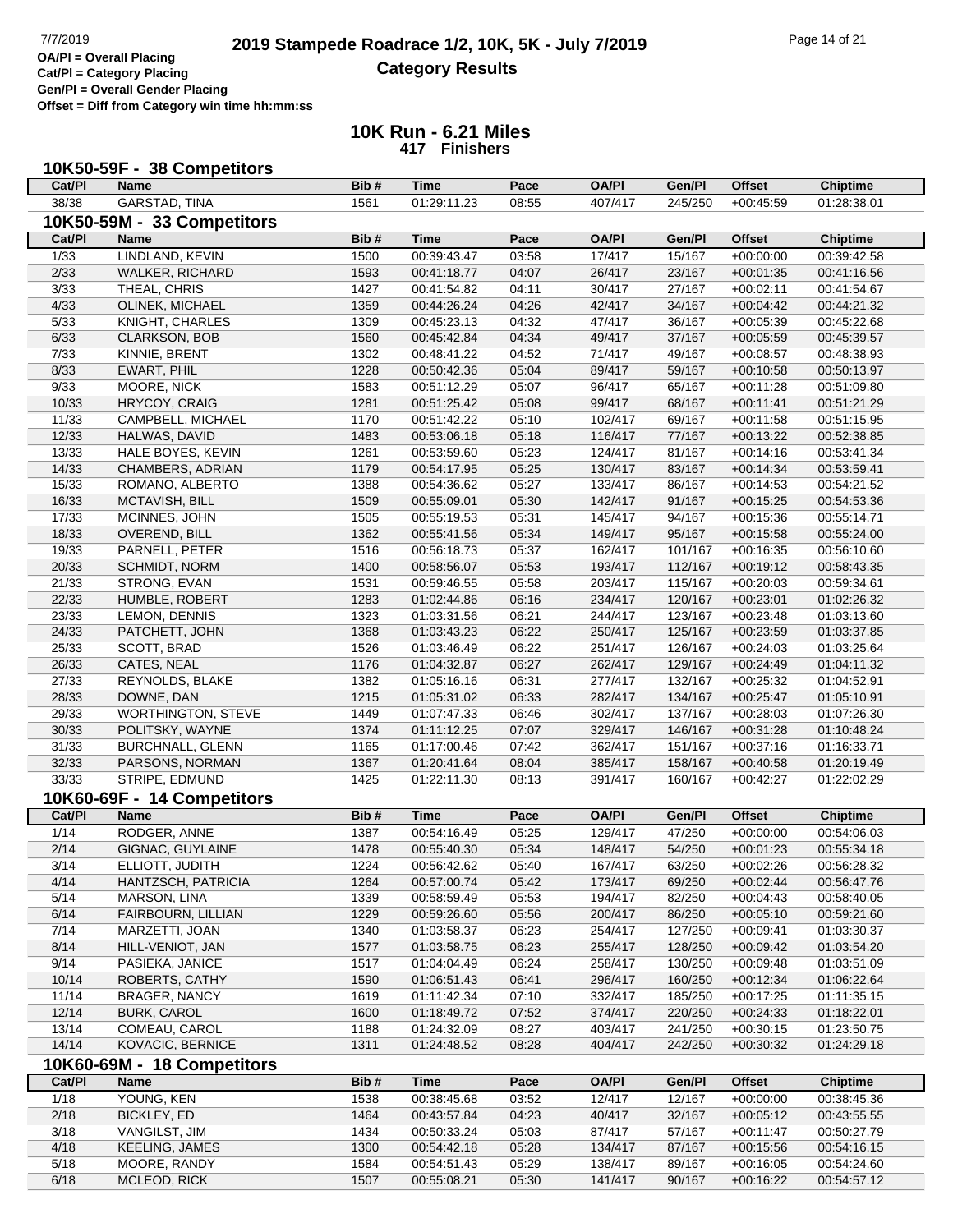# 2019 Stampede Roadrace 1/2, 10K, 5K - July 7/2019

## Category Results

OA/Pl = Overall Placing
Cat/Pl = Category Placing
Gen/Pl = Overall Gender Placing
Offset = Diff from Category win time hh:mm:ss

## 10K Run - 6.21 Miles

417 Finishers

### 10K50-59F - 38 Competitors

| Cat/Pl | Name | Bib # | Time | Pace | OA/Pl | Gen/Pl | Offset | Chiptime |
|---|---|---|---|---|---|---|---|---|
| 38/38 | GARSTAD, TINA | 1561 | 01:29:11.23 | 08:55 | 407/417 | 245/250 | +00:45:59 | 01:28:38.01 |

### 10K50-59M - 33 Competitors

| Cat/Pl | Name | Bib # | Time | Pace | OA/Pl | Gen/Pl | Offset | Chiptime |
|---|---|---|---|---|---|---|---|---|
| 1/33 | LINDLAND, KEVIN | 1500 | 00:39:43.47 | 03:58 | 17/417 | 15/167 | +00:00:00 | 00:39:42.58 |
| 2/33 | WALKER, RICHARD | 1593 | 00:41:18.77 | 04:07 | 26/417 | 23/167 | +00:01:35 | 00:41:16.56 |
| 3/33 | THEAL, CHRIS | 1427 | 00:41:54.82 | 04:11 | 30/417 | 27/167 | +00:02:11 | 00:41:54.67 |
| 4/33 | OLINEK, MICHAEL | 1359 | 00:44:26.24 | 04:26 | 42/417 | 34/167 | +00:04:42 | 00:44:21.32 |
| 5/33 | KNIGHT, CHARLES | 1309 | 00:45:23.13 | 04:32 | 47/417 | 36/167 | +00:05:39 | 00:45:22.68 |
| 6/33 | CLARKSON, BOB | 1560 | 00:45:42.84 | 04:34 | 49/417 | 37/167 | +00:05:59 | 00:45:39.57 |
| 7/33 | KINNIE, BRENT | 1302 | 00:48:41.22 | 04:52 | 71/417 | 49/167 | +00:08:57 | 00:48:38.93 |
| 8/33 | EWART, PHIL | 1228 | 00:50:42.36 | 05:04 | 89/417 | 59/167 | +00:10:58 | 00:50:13.97 |
| 9/33 | MOORE, NICK | 1583 | 00:51:12.29 | 05:07 | 96/417 | 65/167 | +00:11:28 | 00:51:09.80 |
| 10/33 | HRYCOY, CRAIG | 1281 | 00:51:25.42 | 05:08 | 99/417 | 68/167 | +00:11:41 | 00:51:21.29 |
| 11/33 | CAMPBELL, MICHAEL | 1170 | 00:51:42.22 | 05:10 | 102/417 | 69/167 | +00:11:58 | 00:51:15.95 |
| 12/33 | HALWAS, DAVID | 1483 | 00:53:06.18 | 05:18 | 116/417 | 77/167 | +00:13:22 | 00:52:38.85 |
| 13/33 | HALE BOYES, KEVIN | 1261 | 00:53:59.60 | 05:23 | 124/417 | 81/167 | +00:14:16 | 00:53:41.34 |
| 14/33 | CHAMBERS, ADRIAN | 1179 | 00:54:17.95 | 05:25 | 130/417 | 83/167 | +00:14:34 | 00:53:59.41 |
| 15/33 | ROMANO, ALBERTO | 1388 | 00:54:36.62 | 05:27 | 133/417 | 86/167 | +00:14:53 | 00:54:21.52 |
| 16/33 | MCTAVISH, BILL | 1509 | 00:55:09.01 | 05:30 | 142/417 | 91/167 | +00:15:25 | 00:54:53.36 |
| 17/33 | MCINNES, JOHN | 1505 | 00:55:19.53 | 05:31 | 145/417 | 94/167 | +00:15:36 | 00:55:14.71 |
| 18/33 | OVEREND, BILL | 1362 | 00:55:41.56 | 05:34 | 149/417 | 95/167 | +00:15:58 | 00:55:24.00 |
| 19/33 | PARNELL, PETER | 1516 | 00:56:18.73 | 05:37 | 162/417 | 101/167 | +00:16:35 | 00:56:10.60 |
| 20/33 | SCHMIDT, NORM | 1400 | 00:58:56.07 | 05:53 | 193/417 | 112/167 | +00:19:12 | 00:58:43.35 |
| 21/33 | STRONG, EVAN | 1531 | 00:59:46.55 | 05:58 | 203/417 | 115/167 | +00:20:03 | 00:59:34.61 |
| 22/33 | HUMBLE, ROBERT | 1283 | 01:02:44.86 | 06:16 | 234/417 | 120/167 | +00:23:01 | 01:02:26.32 |
| 23/33 | LEMON, DENNIS | 1323 | 01:03:31.56 | 06:21 | 244/417 | 123/167 | +00:23:48 | 01:03:13.60 |
| 24/33 | PATCHETT, JOHN | 1368 | 01:03:43.23 | 06:22 | 250/417 | 125/167 | +00:23:59 | 01:03:37.85 |
| 25/33 | SCOTT, BRAD | 1526 | 01:03:46.49 | 06:22 | 251/417 | 126/167 | +00:24:03 | 01:03:25.64 |
| 26/33 | CATES, NEAL | 1176 | 01:04:32.87 | 06:27 | 262/417 | 129/167 | +00:24:49 | 01:04:11.32 |
| 27/33 | REYNOLDS, BLAKE | 1382 | 01:05:16.16 | 06:31 | 277/417 | 132/167 | +00:25:32 | 01:04:52.91 |
| 28/33 | DOWNE, DAN | 1215 | 01:05:31.02 | 06:33 | 282/417 | 134/167 | +00:25:47 | 01:05:10.91 |
| 29/33 | WORTHINGTON, STEVE | 1449 | 01:07:47.33 | 06:46 | 302/417 | 137/167 | +00:28:03 | 01:07:26.30 |
| 30/33 | POLITSKY, WAYNE | 1374 | 01:11:12.25 | 07:07 | 329/417 | 146/167 | +00:31:28 | 01:10:48.24 |
| 31/33 | BURCHNALL, GLENN | 1165 | 01:17:00.46 | 07:42 | 362/417 | 151/167 | +00:37:16 | 01:16:33.71 |
| 32/33 | PARSONS, NORMAN | 1367 | 01:20:41.64 | 08:04 | 385/417 | 158/167 | +00:40:58 | 01:20:19.49 |
| 33/33 | STRIPE, EDMUND | 1425 | 01:22:11.30 | 08:13 | 391/417 | 160/167 | +00:42:27 | 01:22:02.29 |

### 10K60-69F - 14 Competitors

| Cat/Pl | Name | Bib # | Time | Pace | OA/Pl | Gen/Pl | Offset | Chiptime |
|---|---|---|---|---|---|---|---|---|
| 1/14 | RODGER, ANNE | 1387 | 00:54:16.49 | 05:25 | 129/417 | 47/250 | +00:00:00 | 00:54:06.03 |
| 2/14 | GIGNAC, GUYLAINE | 1478 | 00:55:40.30 | 05:34 | 148/417 | 54/250 | +00:01:23 | 00:55:34.18 |
| 3/14 | ELLIOTT, JUDITH | 1224 | 00:56:42.62 | 05:40 | 167/417 | 63/250 | +00:02:26 | 00:56:28.32 |
| 4/14 | HANTZSCH, PATRICIA | 1264 | 00:57:00.74 | 05:42 | 173/417 | 69/250 | +00:02:44 | 00:56:47.76 |
| 5/14 | MARSON, LINA | 1339 | 00:58:59.49 | 05:53 | 194/417 | 82/250 | +00:04:43 | 00:58:40.05 |
| 6/14 | FAIRBOURN, LILLIAN | 1229 | 00:59:26.60 | 05:56 | 200/417 | 86/250 | +00:05:10 | 00:59:21.60 |
| 7/14 | MARZETTI, JOAN | 1340 | 01:03:58.37 | 06:23 | 254/417 | 127/250 | +00:09:41 | 01:03:30.37 |
| 8/14 | HILL-VENIOT, JAN | 1577 | 01:03:58.75 | 06:23 | 255/417 | 128/250 | +00:09:42 | 01:03:54.20 |
| 9/14 | PASIEKA, JANICE | 1517 | 01:04:04.49 | 06:24 | 258/417 | 130/250 | +00:09:48 | 01:03:51.09 |
| 10/14 | ROBERTS, CATHY | 1590 | 01:06:51.43 | 06:41 | 296/417 | 160/250 | +00:12:34 | 01:06:22.64 |
| 11/14 | BRAGER, NANCY | 1619 | 01:11:42.34 | 07:10 | 332/417 | 185/250 | +00:17:25 | 01:11:35.15 |
| 12/14 | BURK, CAROL | 1600 | 01:18:49.72 | 07:52 | 374/417 | 220/250 | +00:24:33 | 01:18:22.01 |
| 13/14 | COMEAU, CAROL | 1188 | 01:24:32.09 | 08:27 | 403/417 | 241/250 | +00:30:15 | 01:23:50.75 |
| 14/14 | KOVACIC, BERNICE | 1311 | 01:24:48.52 | 08:28 | 404/417 | 242/250 | +00:30:32 | 01:24:29.18 |

### 10K60-69M - 18 Competitors

| Cat/Pl | Name | Bib # | Time | Pace | OA/Pl | Gen/Pl | Offset | Chiptime |
|---|---|---|---|---|---|---|---|---|
| 1/18 | YOUNG, KEN | 1538 | 00:38:45.68 | 03:52 | 12/417 | 12/167 | +00:00:00 | 00:38:45.36 |
| 2/18 | BICKLEY, ED | 1464 | 00:43:57.84 | 04:23 | 40/417 | 32/167 | +00:05:12 | 00:43:55.55 |
| 3/18 | VANGILST, JIM | 1434 | 00:50:33.24 | 05:03 | 87/417 | 57/167 | +00:11:47 | 00:50:27.79 |
| 4/18 | KEELING, JAMES | 1300 | 00:54:42.18 | 05:28 | 134/417 | 87/167 | +00:15:56 | 00:54:16.15 |
| 5/18 | MOORE, RANDY | 1584 | 00:54:51.43 | 05:29 | 138/417 | 89/167 | +00:16:05 | 00:54:24.60 |
| 6/18 | MCLEOD, RICK | 1507 | 00:55:08.21 | 05:30 | 141/417 | 90/167 | +00:16:22 | 00:54:57.12 |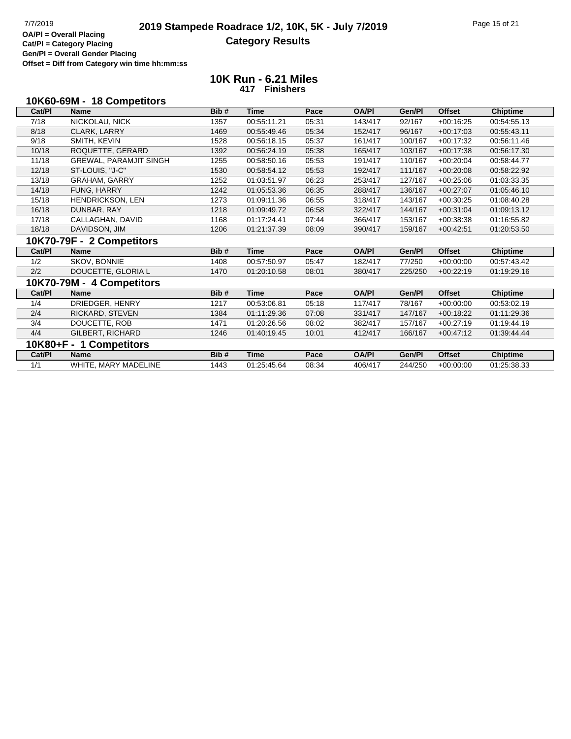OA/Pl = Overall Placing
Cat/Pl = Category Placing
Gen/Pl = Overall Gender Placing
Offset = Diff from Category win time hh:mm:ss

# 2019 Stampede Roadrace 1/2, 10K, 5K - July 7/2019

## Category Results

## 10K Run - 6.21 Miles
**417 Finishers**

### 10K60-69M - 18 Competitors

| Cat/Pl | Name | Bib # | Time | Pace | OA/Pl | Gen/Pl | Offset | Chiptime |
|---|---|---|---|---|---|---|---|---|
| 7/18 | NICKOLAU, NICK | 1357 | 00:55:11.21 | 05:31 | 143/417 | 92/167 | +00:16:25 | 00:54:55.13 |
| 8/18 | CLARK, LARRY | 1469 | 00:55:49.46 | 05:34 | 152/417 | 96/167 | +00:17:03 | 00:55:43.11 |
| 9/18 | SMITH, KEVIN | 1528 | 00:56:18.15 | 05:37 | 161/417 | 100/167 | +00:17:32 | 00:56:11.46 |
| 10/18 | ROQUETTE, GERARD | 1392 | 00:56:24.19 | 05:38 | 165/417 | 103/167 | +00:17:38 | 00:56:17.30 |
| 11/18 | GREWAL, PARAMJIT SINGH | 1255 | 00:58:50.16 | 05:53 | 191/417 | 110/167 | +00:20:04 | 00:58:44.77 |
| 12/18 | ST-LOUIS, "J-C" | 1530 | 00:58:54.12 | 05:53 | 192/417 | 111/167 | +00:20:08 | 00:58:22.92 |
| 13/18 | GRAHAM, GARRY | 1252 | 01:03:51.97 | 06:23 | 253/417 | 127/167 | +00:25:06 | 01:03:33.35 |
| 14/18 | FUNG, HARRY | 1242 | 01:05:53.36 | 06:35 | 288/417 | 136/167 | +00:27:07 | 01:05:46.10 |
| 15/18 | HENDRICKSON, LEN | 1273 | 01:09:11.36 | 06:55 | 318/417 | 143/167 | +00:30:25 | 01:08:40.28 |
| 16/18 | DUNBAR, RAY | 1218 | 01:09:49.72 | 06:58 | 322/417 | 144/167 | +00:31:04 | 01:09:13.12 |
| 17/18 | CALLAGHAN, DAVID | 1168 | 01:17:24.41 | 07:44 | 366/417 | 153/167 | +00:38:38 | 01:16:55.82 |
| 18/18 | DAVIDSON, JIM | 1206 | 01:21:37.39 | 08:09 | 390/417 | 159/167 | +00:42:51 | 01:20:53.50 |

### 10K70-79F - 2 Competitors

| Cat/Pl | Name | Bib # | Time | Pace | OA/Pl | Gen/Pl | Offset | Chiptime |
|---|---|---|---|---|---|---|---|---|
| 1/2 | SKOV, BONNIE | 1408 | 00:57:50.97 | 05:47 | 182/417 | 77/250 | +00:00:00 | 00:57:43.42 |
| 2/2 | DOUCETTE, GLORIA L | 1470 | 01:20:10.58 | 08:01 | 380/417 | 225/250 | +00:22:19 | 01:19:29.16 |

### 10K70-79M - 4 Competitors

| Cat/Pl | Name | Bib # | Time | Pace | OA/Pl | Gen/Pl | Offset | Chiptime |
|---|---|---|---|---|---|---|---|---|
| 1/4 | DRIEDGER, HENRY | 1217 | 00:53:06.81 | 05:18 | 117/417 | 78/167 | +00:00:00 | 00:53:02.19 |
| 2/4 | RICKARD, STEVEN | 1384 | 01:11:29.36 | 07:08 | 331/417 | 147/167 | +00:18:22 | 01:11:29.36 |
| 3/4 | DOUCETTE, ROB | 1471 | 01:20:26.56 | 08:02 | 382/417 | 157/167 | +00:27:19 | 01:19:44.19 |
| 4/4 | GILBERT, RICHARD | 1246 | 01:40:19.45 | 10:01 | 412/417 | 166/167 | +00:47:12 | 01:39:44.44 |

### 10K80+F - 1 Competitors

| Cat/Pl | Name | Bib # | Time | Pace | OA/Pl | Gen/Pl | Offset | Chiptime |
|---|---|---|---|---|---|---|---|---|
| 1/1 | WHITE, MARY MADELINE | 1443 | 01:25:45.64 | 08:34 | 406/417 | 244/250 | +00:00:00 | 01:25:38.33 |